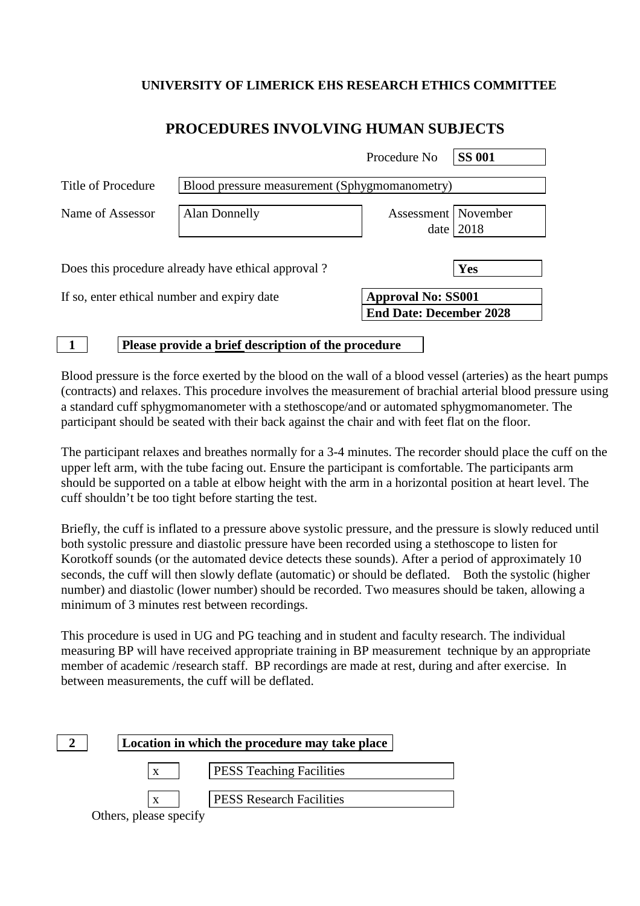**UNIVERSITY OF LIMERICK EHS RESEARCH ETHICS COMMITTEE**

# PROCEDURES INVOLVING HUMAN SUBJECTS

Procedure No **SS 001**

Title of Procedure: Blood pressure measurement (Sphygmomanometry)

Name of Assessor: Alan Donnelly

Assessment date: November 2018

Does this procedure already have ethical approval ? **Yes**

If so, enter ethical number and expiry date: **Approval No: SS001**
**End Date: December 2028**

## 1 Please provide a brief description of the procedure

Blood pressure is the force exerted by the blood on the wall of a blood vessel (arteries) as the heart pumps (contracts) and relaxes. This procedure involves the measurement of brachial arterial blood pressure using a standard cuff sphygmomanometer with a stethoscope/and or automated sphygmomanometer. The participant should be seated with their back against the chair and with feet flat on the floor.

The participant relaxes and breathes normally for a 3-4 minutes. The recorder should place the cuff on the upper left arm, with the tube facing out. Ensure the participant is comfortable. The participants arm should be supported on a table at elbow height with the arm in a horizontal position at heart level. The cuff shouldn't be too tight before starting the test.

Briefly, the cuff is inflated to a pressure above systolic pressure, and the pressure is slowly reduced until both systolic pressure and diastolic pressure have been recorded using a stethoscope to listen for Korotkoff sounds (or the automated device detects these sounds). After a period of approximately 10 seconds, the cuff will then slowly deflate (automatic) or should be deflated. Both the systolic (higher number) and diastolic (lower number) should be recorded. Two measures should be taken, allowing a minimum of 3 minutes rest between recordings.

This procedure is used in UG and PG teaching and in student and faculty research. The individual measuring BP will have received appropriate training in BP measurement technique by an appropriate member of academic /research staff. BP recordings are made at rest, during and after exercise. In between measurements, the cuff will be deflated.

## 2 Location in which the procedure may take place

- x PESS Teaching Facilities
- x PESS Research Facilities

Others, please specify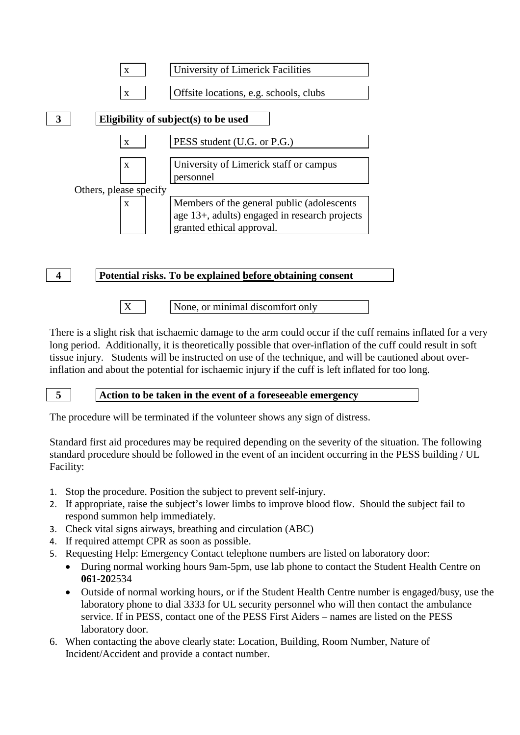- [x] University of Limerick Facilities
- [x] Offsite locations, e.g. schools, clubs

## 3 Eligibility of subject(s) to be used

- [x] PESS student (U.G. or P.G.)
- [x] University of Limerick staff or campus personnel

Others, please specify

- [x] Members of the general public (adolescents age 13+, adults) engaged in research projects granted ethical approval.

## 4 Potential risks. To be explained <u>before</u> obtaining consent

- [X] None, or minimal discomfort only

There is a slight risk that ischaemic damage to the arm could occur if the cuff remains inflated for a very long period. Additionally, it is theoretically possible that over-inflation of the cuff could result in soft tissue injury. Students will be instructed on use of the technique, and will be cautioned about over-inflation and about the potential for ischaemic injury if the cuff is left inflated for too long.

## 5 Action to be taken in the event of a foreseeable emergency

The procedure will be terminated if the volunteer shows any sign of distress.

Standard first aid procedures may be required depending on the severity of the situation. The following standard procedure should be followed in the event of an incident occurring in the PESS building / UL Facility:

1. Stop the procedure. Position the subject to prevent self-injury.
2. If appropriate, raise the subject's lower limbs to improve blood flow. Should the subject fail to respond summon help immediately.
3. Check vital signs airways, breathing and circulation (ABC)
4. If required attempt CPR as soon as possible.
5. Requesting Help: Emergency Contact telephone numbers are listed on laboratory door:
   - During normal working hours 9am-5pm, use lab phone to contact the Student Health Centre on **061-20**2534
   - Outside of normal working hours, or if the Student Health Centre number is engaged/busy, use the laboratory phone to dial 3333 for UL security personnel who will then contact the ambulance service. If in PESS, contact one of the PESS First Aiders – names are listed on the PESS laboratory door.
6. When contacting the above clearly state: Location, Building, Room Number, Nature of Incident/Accident and provide a contact number.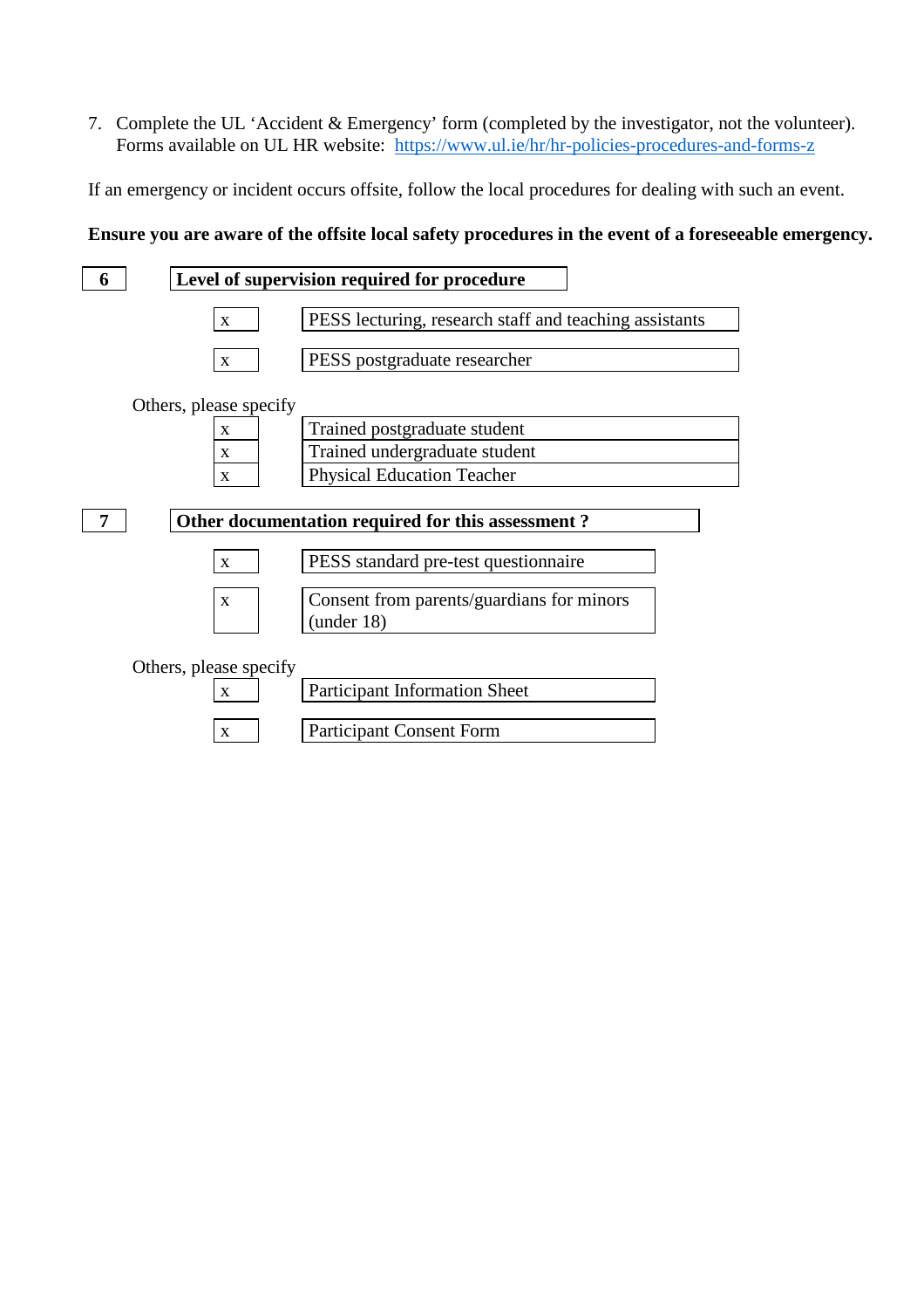7. Complete the UL 'Accident & Emergency' form (completed by the investigator, not the volunteer). Forms available on UL HR website: https://www.ul.ie/hr/hr-policies-procedures-and-forms-z

If an emergency or incident occurs offsite, follow the local procedures for dealing with such an event.

**Ensure you are aware of the offsite local safety procedures in the event of a foreseeable emergency.**

## 6 Level of supervision required for procedure

| | |
|---|---|
| x | PESS lecturing, research staff and teaching assistants |
| x | PESS postgraduate researcher |

Others, please specify

| | |
|---|---|
| x | Trained postgraduate student |
| x | Trained undergraduate student |
| x | Physical Education Teacher |

## 7 Other documentation required for this assessment ?

| | |
|---|---|
| x | PESS standard pre-test questionnaire |
| x | Consent from parents/guardians for minors (under 18) |

Others, please specify

| | |
|---|---|
| x | Participant Information Sheet |
| x | Participant Consent Form |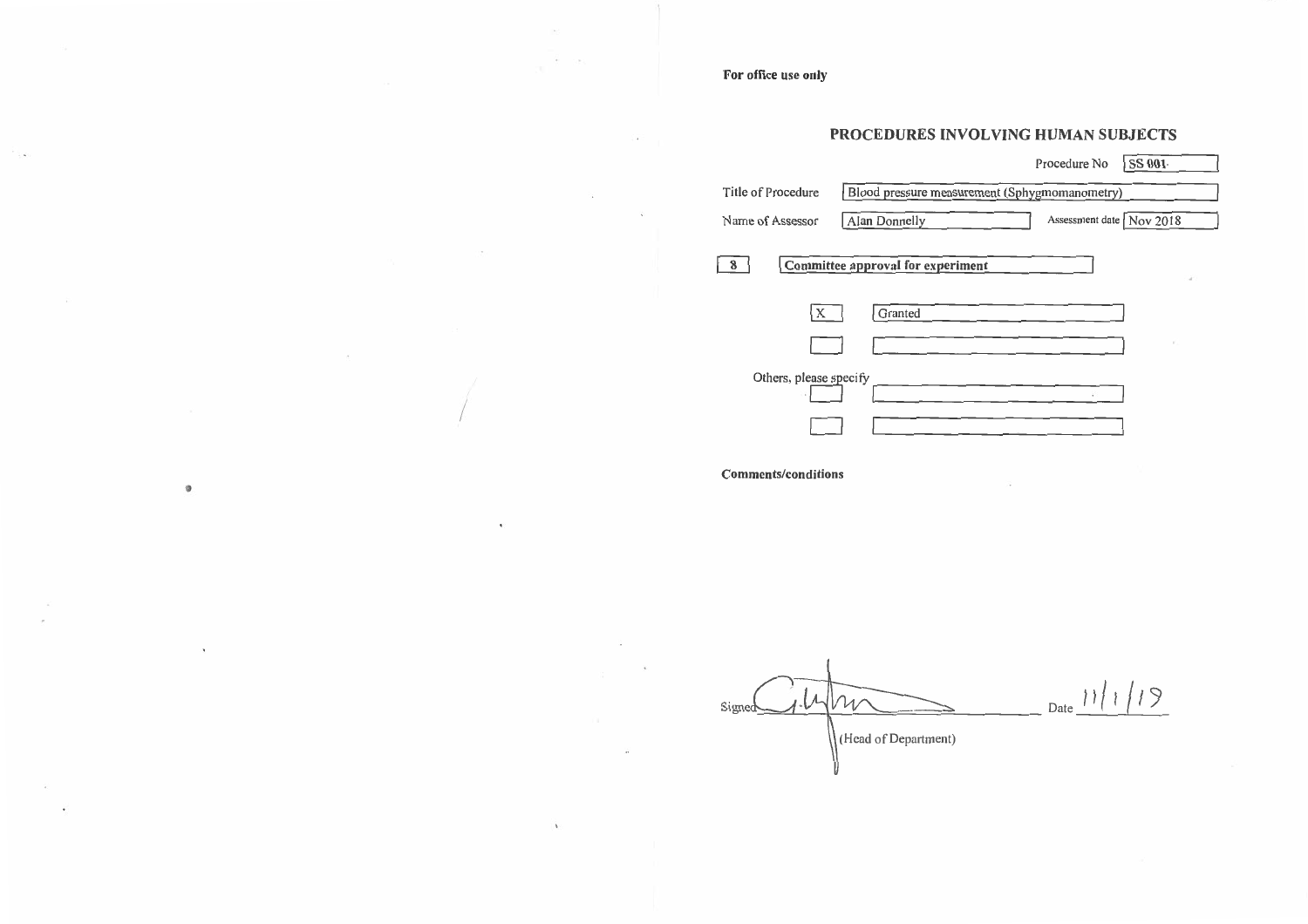**For office use only**

## PROCEDURES INVOLVING HUMAN SUBJECTS

Procedure No: SS 001

Title of Procedure: Blood pressure measurement (Sphygmomanometry)

Name of Assessor: Alan Donnelly

Assessment date: Nov 2018

**8** **Committee approval for experiment**

[X] Granted

[ ]

Others, please specify

[ ]

[ ]

**Comments/conditions**

Signed ____________ Date 11/1/19

(Head of Department)